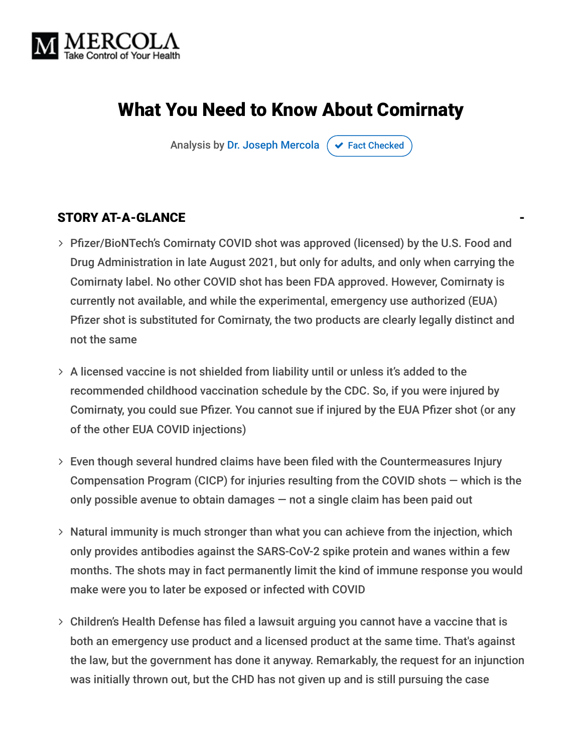MERCOLA
Take Control of Your Health

# What You Need to Know About Comirnaty

Analysis by Dr. Joseph Mercola ✔ Fact Checked

## STORY AT-A-GLANCE

- Pfizer/BioNTech's Comirnaty COVID shot was approved (licensed) by the U.S. Food and Drug Administration in late August 2021, but only for adults, and only when carrying the Comirnaty label. No other COVID shot has been FDA approved. However, Comirnaty is currently not available, and while the experimental, emergency use authorized (EUA) Pfizer shot is substituted for Comirnaty, the two products are clearly legally distinct and not the same
- A licensed vaccine is not shielded from liability until or unless it's added to the recommended childhood vaccination schedule by the CDC. So, if you were injured by Comirnaty, you could sue Pfizer. You cannot sue if injured by the EUA Pfizer shot (or any of the other EUA COVID injections)
- Even though several hundred claims have been filed with the Countermeasures Injury Compensation Program (CICP) for injuries resulting from the COVID shots — which is the only possible avenue to obtain damages — not a single claim has been paid out
- Natural immunity is much stronger than what you can achieve from the injection, which only provides antibodies against the SARS-CoV-2 spike protein and wanes within a few months. The shots may in fact permanently limit the kind of immune response you would make were you to later be exposed or infected with COVID
- Children's Health Defense has filed a lawsuit arguing you cannot have a vaccine that is both an emergency use product and a licensed product at the same time. That's against the law, but the government has done it anyway. Remarkably, the request for an injunction was initially thrown out, but the CHD has not given up and is still pursuing the case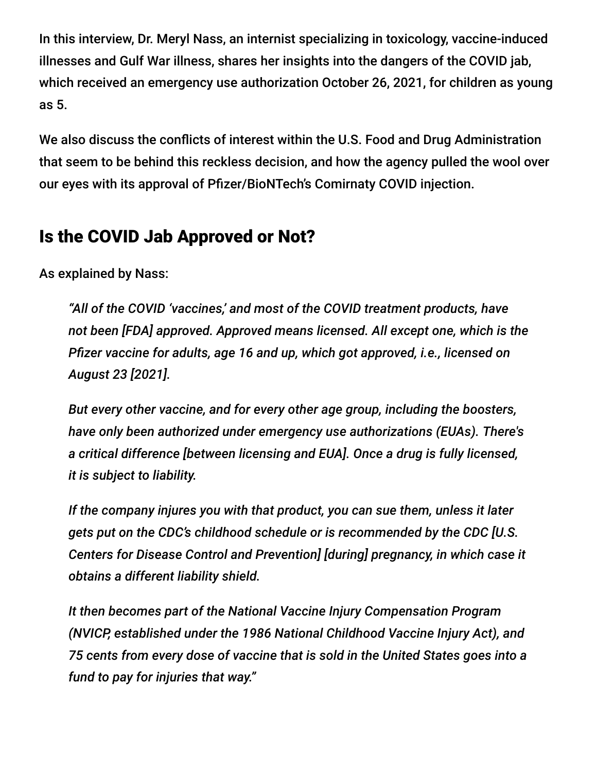In this interview, Dr. Meryl Nass, an internist specializing in toxicology, vaccine-induced illnesses and Gulf War illness, shares her insights into the dangers of the COVID jab, which received an emergency use authorization October 26, 2021, for children as young as 5.

We also discuss the conflicts of interest within the U.S. Food and Drug Administration that seem to be behind this reckless decision, and how the agency pulled the wool over our eyes with its approval of Pfizer/BioNTech's Comirnaty COVID injection.

## Is the COVID Jab Approved or Not?

As explained by Nass:

> *"All of the COVID 'vaccines,' and most of the COVID treatment products, have not been [FDA] approved. Approved means licensed. All except one, which is the Pfizer vaccine for adults, age 16 and up, which got approved, i.e., licensed on August 23 [2021].*
>
> *But every other vaccine, and for every other age group, including the boosters, have only been authorized under emergency use authorizations (EUAs). There's a critical difference [between licensing and EUA]. Once a drug is fully licensed, it is subject to liability.*
>
> *If the company injures you with that product, you can sue them, unless it later gets put on the CDC's childhood schedule or is recommended by the CDC [U.S. Centers for Disease Control and Prevention] [during] pregnancy, in which case it obtains a different liability shield.*
>
> *It then becomes part of the National Vaccine Injury Compensation Program (NVICP, established under the 1986 National Childhood Vaccine Injury Act), and 75 cents from every dose of vaccine that is sold in the United States goes into a fund to pay for injuries that way."*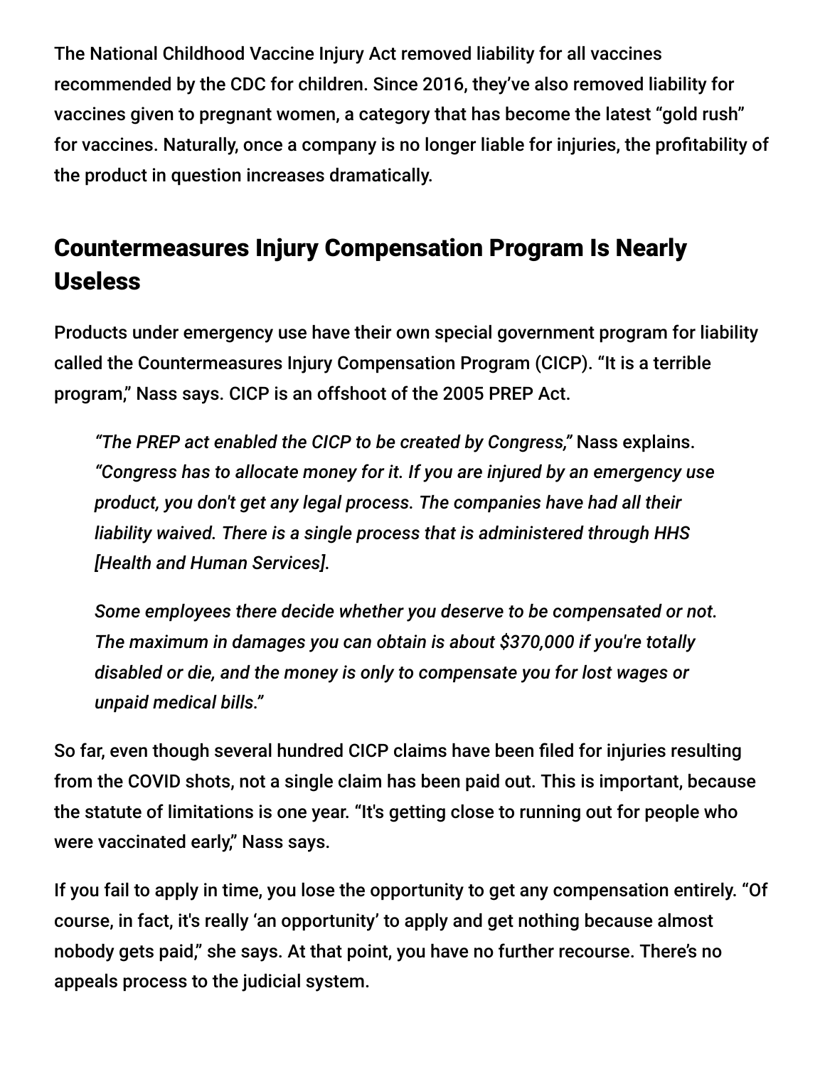The National Childhood Vaccine Injury Act removed liability for all vaccines recommended by the CDC for children. Since 2016, they've also removed liability for vaccines given to pregnant women, a category that has become the latest "gold rush" for vaccines. Naturally, once a company is no longer liable for injuries, the profitability of the product in question increases dramatically.

## Countermeasures Injury Compensation Program Is Nearly Useless

Products under emergency use have their own special government program for liability called the Countermeasures Injury Compensation Program (CICP). "It is a terrible program," Nass says. CICP is an offshoot of the 2005 PREP Act.

> *"The PREP act enabled the CICP to be created by Congress,"* Nass explains. *"Congress has to allocate money for it. If you are injured by an emergency use product, you don't get any legal process. The companies have had all their liability waived. There is a single process that is administered through HHS [Health and Human Services].*
>
> *Some employees there decide whether you deserve to be compensated or not. The maximum in damages you can obtain is about $370,000 if you're totally disabled or die, and the money is only to compensate you for lost wages or unpaid medical bills."*

So far, even though several hundred CICP claims have been filed for injuries resulting from the COVID shots, not a single claim has been paid out. This is important, because the statute of limitations is one year. "It's getting close to running out for people who were vaccinated early," Nass says.

If you fail to apply in time, you lose the opportunity to get any compensation entirely. "Of course, in fact, it's really 'an opportunity' to apply and get nothing because almost nobody gets paid," she says. At that point, you have no further recourse. There's no appeals process to the judicial system.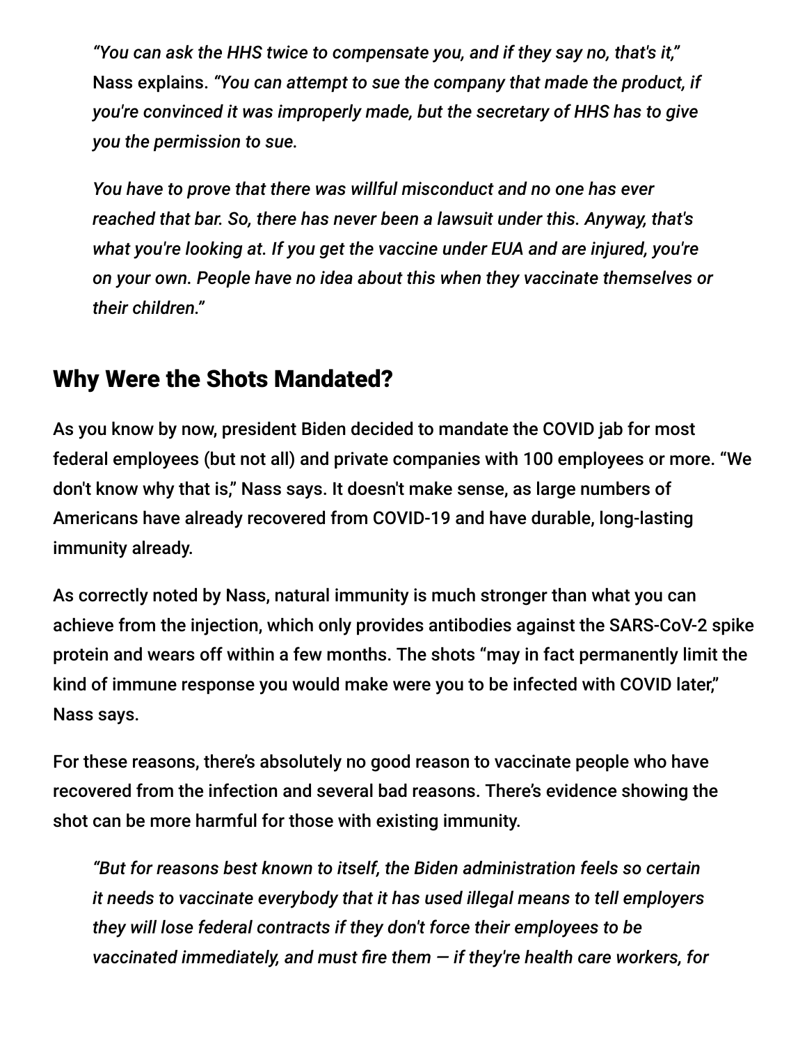> *"You can ask the HHS twice to compensate you, and if they say no, that's it,"* Nass explains. *"You can attempt to sue the company that made the product, if you're convinced it was improperly made, but the secretary of HHS has to give you the permission to sue.*
>
> *You have to prove that there was willful misconduct and no one has ever reached that bar. So, there has never been a lawsuit under this. Anyway, that's what you're looking at. If you get the vaccine under EUA and are injured, you're on your own. People have no idea about this when they vaccinate themselves or their children."*

## Why Were the Shots Mandated?

As you know by now, president Biden decided to mandate the COVID jab for most federal employees (but not all) and private companies with 100 employees or more. "We don't know why that is," Nass says. It doesn't make sense, as large numbers of Americans have already recovered from COVID-19 and have durable, long-lasting immunity already.

As correctly noted by Nass, natural immunity is much stronger than what you can achieve from the injection, which only provides antibodies against the SARS-CoV-2 spike protein and wears off within a few months. The shots "may in fact permanently limit the kind of immune response you would make were you to be infected with COVID later," Nass says.

For these reasons, there's absolutely no good reason to vaccinate people who have recovered from the infection and several bad reasons. There's evidence showing the shot can be more harmful for those with existing immunity.

> *"But for reasons best known to itself, the Biden administration feels so certain it needs to vaccinate everybody that it has used illegal means to tell employers they will lose federal contracts if they don't force their employees to be vaccinated immediately, and must fire them — if they're health care workers, for*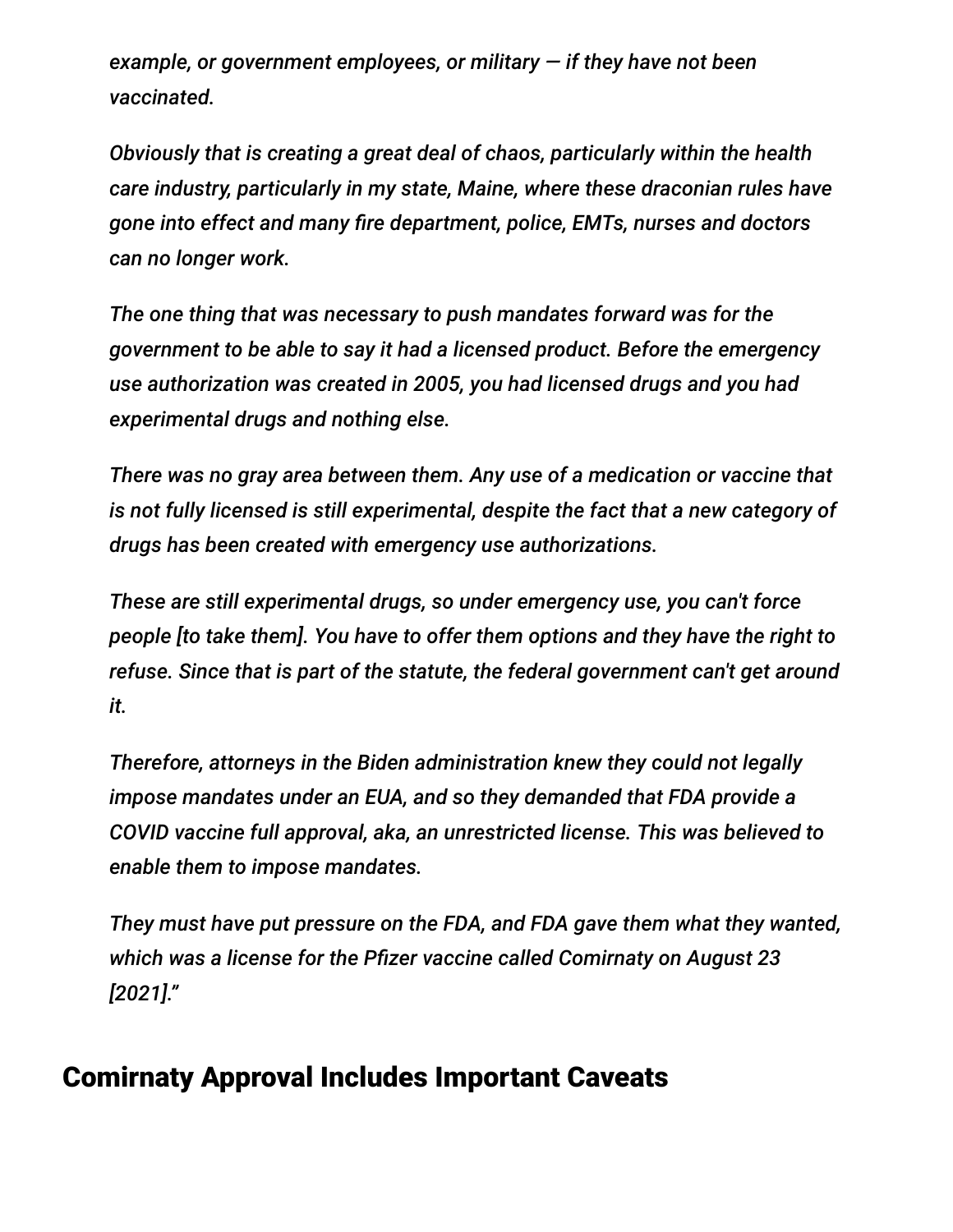*example, or government employees, or military — if they have not been vaccinated.*

*Obviously that is creating a great deal of chaos, particularly within the health care industry, particularly in my state, Maine, where these draconian rules have gone into effect and many fire department, police, EMTs, nurses and doctors can no longer work.*

*The one thing that was necessary to push mandates forward was for the government to be able to say it had a licensed product. Before the emergency use authorization was created in 2005, you had licensed drugs and you had experimental drugs and nothing else.*

*There was no gray area between them. Any use of a medication or vaccine that is not fully licensed is still experimental, despite the fact that a new category of drugs has been created with emergency use authorizations.*

*These are still experimental drugs, so under emergency use, you can't force people [to take them]. You have to offer them options and they have the right to refuse. Since that is part of the statute, the federal government can't get around it.*

*Therefore, attorneys in the Biden administration knew they could not legally impose mandates under an EUA, and so they demanded that FDA provide a COVID vaccine full approval, aka, an unrestricted license. This was believed to enable them to impose mandates.*

*They must have put pressure on the FDA, and FDA gave them what they wanted, which was a license for the Pfizer vaccine called Comirnaty on August 23 [2021]."*

## Comirnaty Approval Includes Important Caveats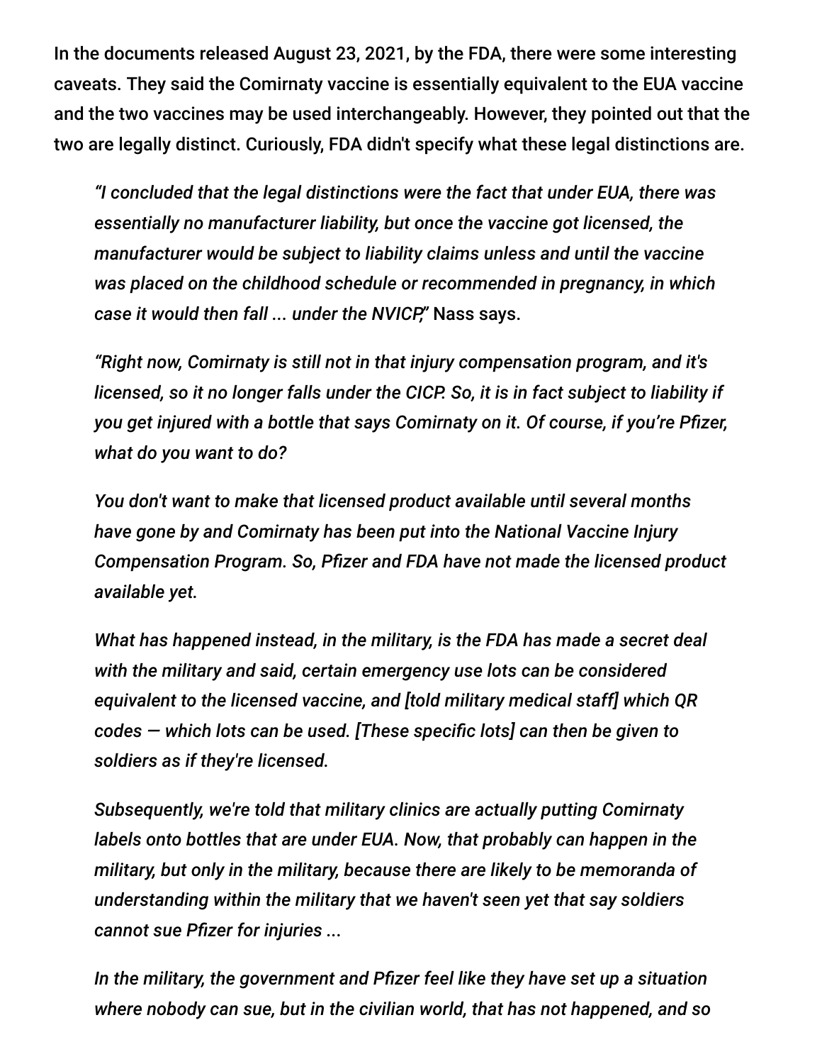In the documents released August 23, 2021, by the FDA, there were some interesting caveats. They said the Comirnaty vaccine is essentially equivalent to the EUA vaccine and the two vaccines may be used interchangeably. However, they pointed out that the two are legally distinct. Curiously, FDA didn't specify what these legal distinctions are.

> *"I concluded that the legal distinctions were the fact that under EUA, there was essentially no manufacturer liability, but once the vaccine got licensed, the manufacturer would be subject to liability claims unless and until the vaccine was placed on the childhood schedule or recommended in pregnancy, in which case it would then fall ... under the NVICP,"* Nass says.
>
> *"Right now, Comirnaty is still not in that injury compensation program, and it's licensed, so it no longer falls under the CICP. So, it is in fact subject to liability if you get injured with a bottle that says Comirnaty on it. Of course, if you're Pfizer, what do you want to do?*
>
> *You don't want to make that licensed product available until several months have gone by and Comirnaty has been put into the National Vaccine Injury Compensation Program. So, Pfizer and FDA have not made the licensed product available yet.*
>
> *What has happened instead, in the military, is the FDA has made a secret deal with the military and said, certain emergency use lots can be considered equivalent to the licensed vaccine, and [told military medical staff] which QR codes — which lots can be used. [These specific lots] can then be given to soldiers as if they're licensed.*
>
> *Subsequently, we're told that military clinics are actually putting Comirnaty labels onto bottles that are under EUA. Now, that probably can happen in the military, but only in the military, because there are likely to be memoranda of understanding within the military that we haven't seen yet that say soldiers cannot sue Pfizer for injuries ...*
>
> *In the military, the government and Pfizer feel like they have set up a situation where nobody can sue, but in the civilian world, that has not happened, and so*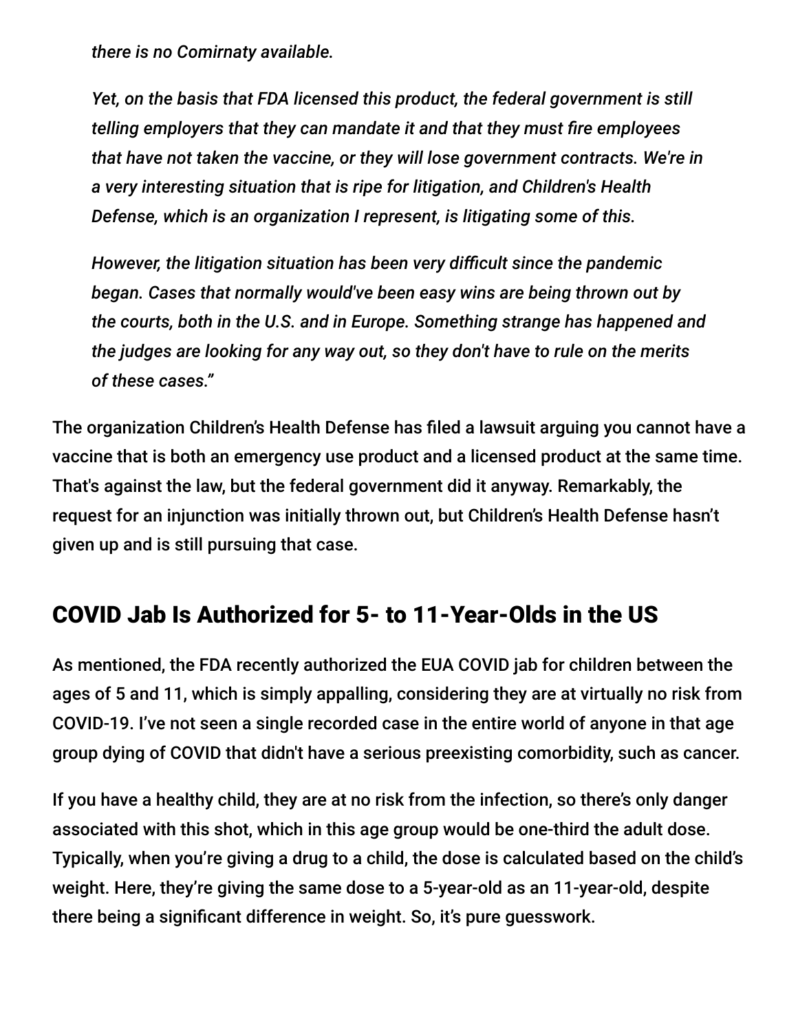*there is no Comirnaty available.*

*Yet, on the basis that FDA licensed this product, the federal government is still telling employers that they can mandate it and that they must fire employees that have not taken the vaccine, or they will lose government contracts. We're in a very interesting situation that is ripe for litigation, and Children's Health Defense, which is an organization I represent, is litigating some of this.*

*However, the litigation situation has been very difficult since the pandemic began. Cases that normally would've been easy wins are being thrown out by the courts, both in the U.S. and in Europe. Something strange has happened and the judges are looking for any way out, so they don't have to rule on the merits of these cases."*

The organization Children's Health Defense has filed a lawsuit arguing you cannot have a vaccine that is both an emergency use product and a licensed product at the same time. That's against the law, but the federal government did it anyway. Remarkably, the request for an injunction was initially thrown out, but Children's Health Defense hasn't given up and is still pursuing that case.

## COVID Jab Is Authorized for 5- to 11-Year-Olds in the US

As mentioned, the FDA recently authorized the EUA COVID jab for children between the ages of 5 and 11, which is simply appalling, considering they are at virtually no risk from COVID-19. I've not seen a single recorded case in the entire world of anyone in that age group dying of COVID that didn't have a serious preexisting comorbidity, such as cancer.

If you have a healthy child, they are at no risk from the infection, so there's only danger associated with this shot, which in this age group would be one-third the adult dose. Typically, when you're giving a drug to a child, the dose is calculated based on the child's weight. Here, they're giving the same dose to a 5-year-old as an 11-year-old, despite there being a significant difference in weight. So, it's pure guesswork.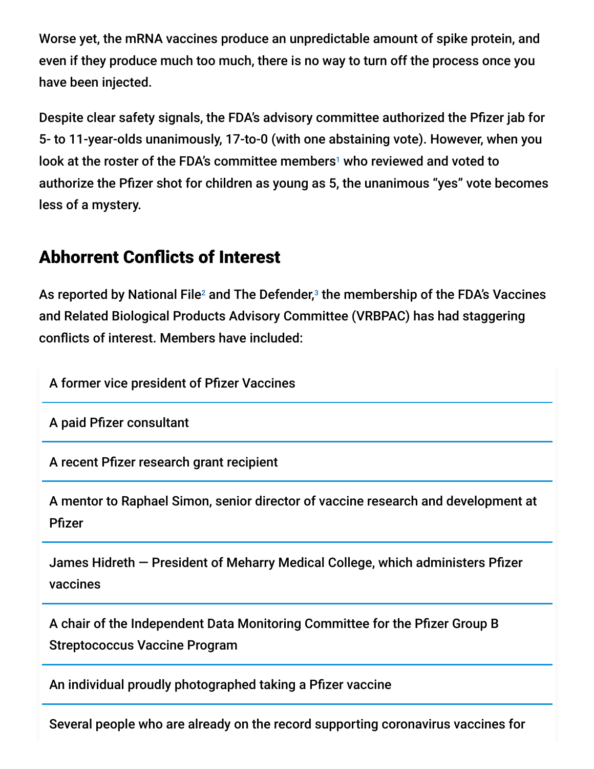Worse yet, the mRNA vaccines produce an unpredictable amount of spike protein, and even if they produce much too much, there is no way to turn off the process once you have been injected.

Despite clear safety signals, the FDA's advisory committee authorized the Pfizer jab for 5- to 11-year-olds unanimously, 17-to-0 (with one abstaining vote). However, when you look at the roster of the FDA's committee members[1] who reviewed and voted to authorize the Pfizer shot for children as young as 5, the unanimous "yes" vote becomes less of a mystery.

## Abhorrent Conflicts of Interest

As reported by National File[2] and The Defender,[3] the membership of the FDA's Vaccines and Related Biological Products Advisory Committee (VRBPAC) has had staggering conflicts of interest. Members have included:

- A former vice president of Pfizer Vaccines
- A paid Pfizer consultant
- A recent Pfizer research grant recipient
- A mentor to Raphael Simon, senior director of vaccine research and development at Pfizer
- James Hidreth — President of Meharry Medical College, which administers Pfizer vaccines
- A chair of the Independent Data Monitoring Committee for the Pfizer Group B Streptococcus Vaccine Program
- An individual proudly photographed taking a Pfizer vaccine
- Several people who are already on the record supporting coronavirus vaccines for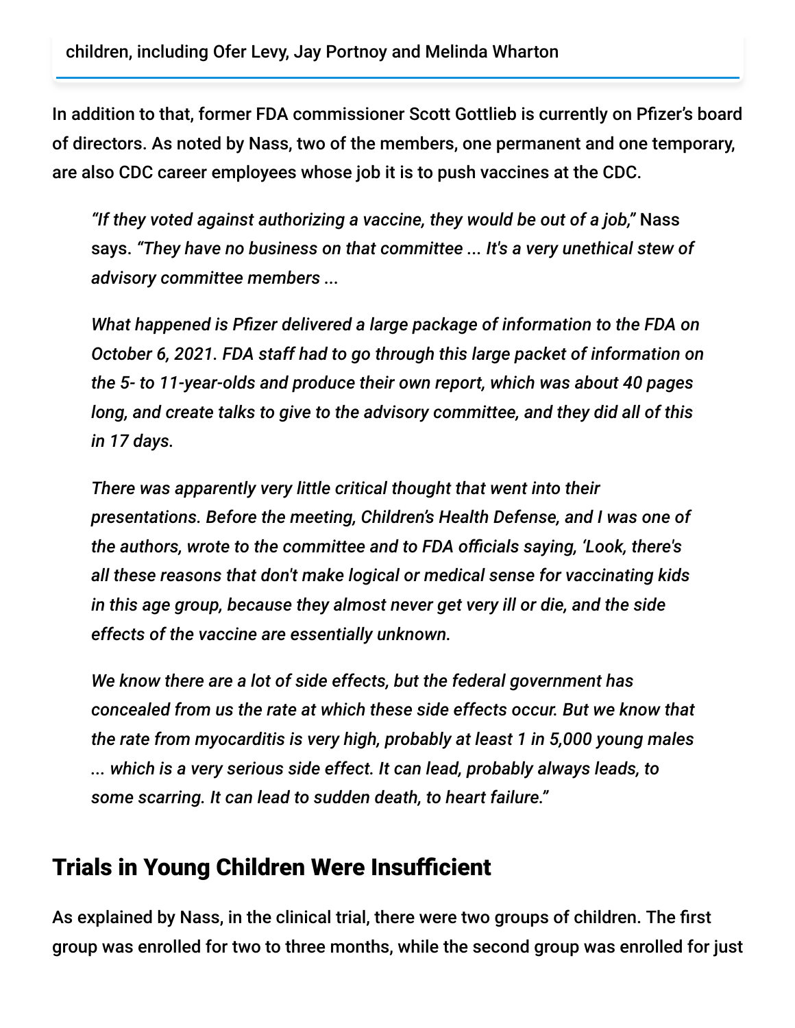children, including Ofer Levy, Jay Portnoy and Melinda Wharton

In addition to that, former FDA commissioner Scott Gottlieb is currently on Pfizer's board of directors. As noted by Nass, two of the members, one permanent and one temporary, are also CDC career employees whose job it is to push vaccines at the CDC.

> *"If they voted against authorizing a vaccine, they would be out of a job,"* Nass says. *"They have no business on that committee ... It's a very unethical stew of advisory committee members ...*
>
> *What happened is Pfizer delivered a large package of information to the FDA on October 6, 2021. FDA staff had to go through this large packet of information on the 5- to 11-year-olds and produce their own report, which was about 40 pages long, and create talks to give to the advisory committee, and they did all of this in 17 days.*
>
> *There was apparently very little critical thought that went into their presentations. Before the meeting, Children's Health Defense, and I was one of the authors, wrote to the committee and to FDA officials saying, 'Look, there's all these reasons that don't make logical or medical sense for vaccinating kids in this age group, because they almost never get very ill or die, and the side effects of the vaccine are essentially unknown.*
>
> *We know there are a lot of side effects, but the federal government has concealed from us the rate at which these side effects occur. But we know that the rate from myocarditis is very high, probably at least 1 in 5,000 young males ... which is a very serious side effect. It can lead, probably always leads, to some scarring. It can lead to sudden death, to heart failure."*

## Trials in Young Children Were Insufficient

As explained by Nass, in the clinical trial, there were two groups of children. The first group was enrolled for two to three months, while the second group was enrolled for just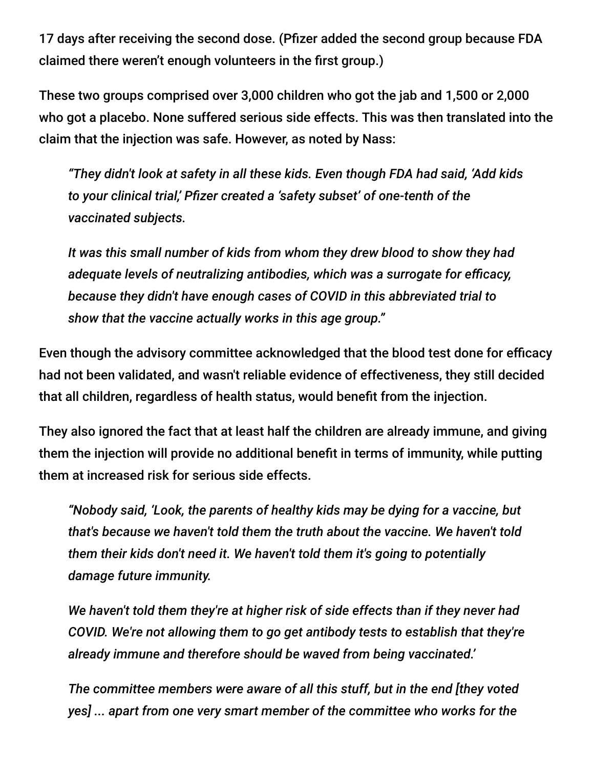17 days after receiving the second dose. (Pfizer added the second group because FDA claimed there weren't enough volunteers in the first group.)

These two groups comprised over 3,000 children who got the jab and 1,500 or 2,000 who got a placebo. None suffered serious side effects. This was then translated into the claim that the injection was safe. However, as noted by Nass:

> *"They didn't look at safety in all these kids. Even though FDA had said, 'Add kids to your clinical trial,' Pfizer created a 'safety subset' of one-tenth of the vaccinated subjects.*
>
> *It was this small number of kids from whom they drew blood to show they had adequate levels of neutralizing antibodies, which was a surrogate for efficacy, because they didn't have enough cases of COVID in this abbreviated trial to show that the vaccine actually works in this age group."*

Even though the advisory committee acknowledged that the blood test done for efficacy had not been validated, and wasn't reliable evidence of effectiveness, they still decided that all children, regardless of health status, would benefit from the injection.

They also ignored the fact that at least half the children are already immune, and giving them the injection will provide no additional benefit in terms of immunity, while putting them at increased risk for serious side effects.

> *"Nobody said, 'Look, the parents of healthy kids may be dying for a vaccine, but that's because we haven't told them the truth about the vaccine. We haven't told them their kids don't need it. We haven't told them it's going to potentially damage future immunity.*
>
> *We haven't told them they're at higher risk of side effects than if they never had COVID. We're not allowing them to go get antibody tests to establish that they're already immune and therefore should be waved from being vaccinated.'*
>
> *The committee members were aware of all this stuff, but in the end [they voted yes] ... apart from one very smart member of the committee who works for the*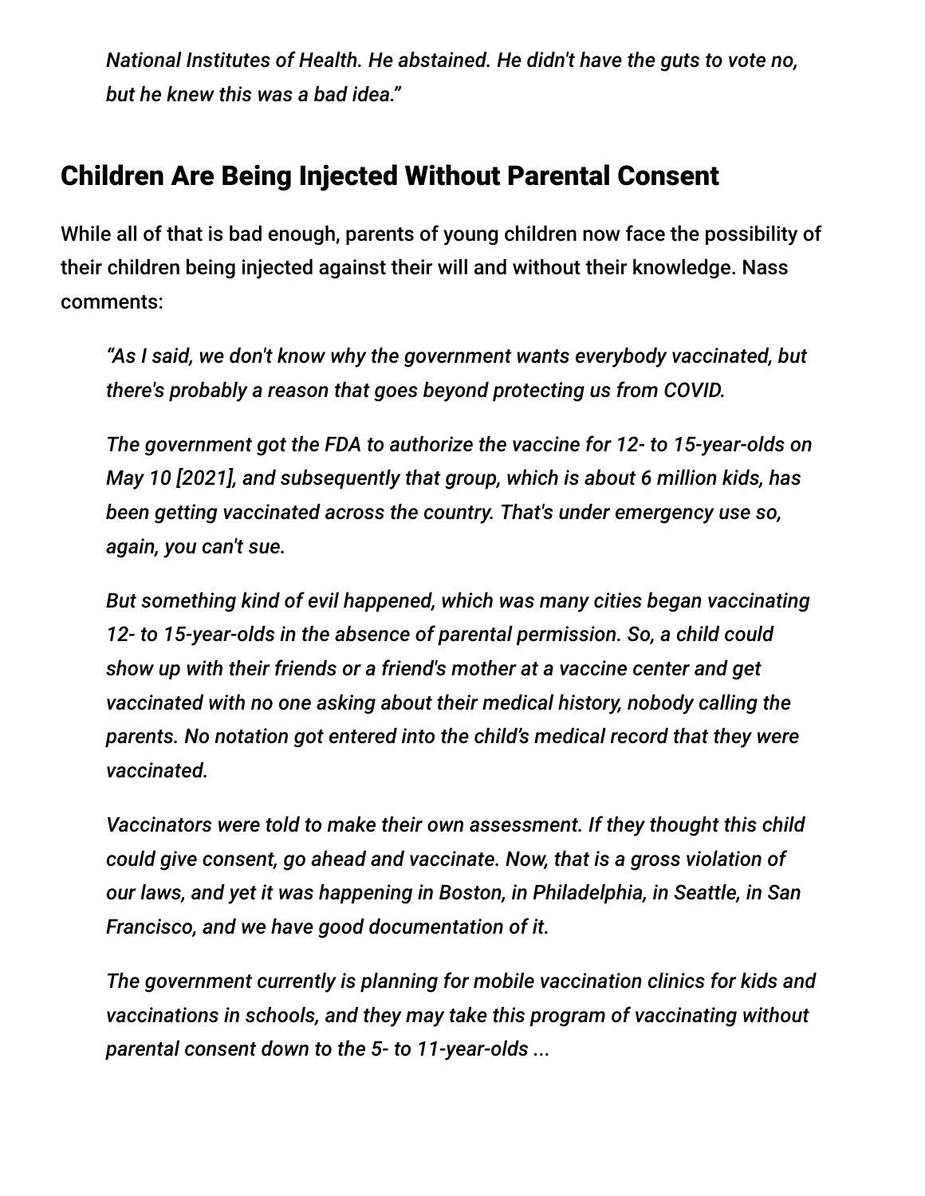*National Institutes of Health. He abstained. He didn't have the guts to vote no, but he knew this was a bad idea."*

## Children Are Being Injected Without Parental Consent

While all of that is bad enough, parents of young children now face the possibility of their children being injected against their will and without their knowledge. Nass comments:

> *"As I said, we don't know why the government wants everybody vaccinated, but there's probably a reason that goes beyond protecting us from COVID.*
>
> *The government got the FDA to authorize the vaccine for 12- to 15-year-olds on May 10 [2021], and subsequently that group, which is about 6 million kids, has been getting vaccinated across the country. That's under emergency use so, again, you can't sue.*
>
> *But something kind of evil happened, which was many cities began vaccinating 12- to 15-year-olds in the absence of parental permission. So, a child could show up with their friends or a friend's mother at a vaccine center and get vaccinated with no one asking about their medical history, nobody calling the parents. No notation got entered into the child's medical record that they were vaccinated.*
>
> *Vaccinators were told to make their own assessment. If they thought this child could give consent, go ahead and vaccinate. Now, that is a gross violation of our laws, and yet it was happening in Boston, in Philadelphia, in Seattle, in San Francisco, and we have good documentation of it.*
>
> *The government currently is planning for mobile vaccination clinics for kids and vaccinations in schools, and they may take this program of vaccinating without parental consent down to the 5- to 11-year-olds ...*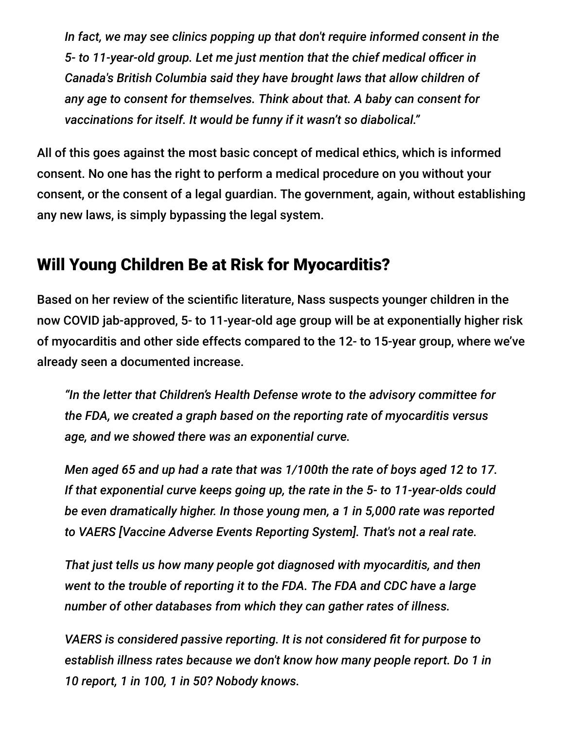*In fact, we may see clinics popping up that don't require informed consent in the 5- to 11-year-old group. Let me just mention that the chief medical officer in Canada's British Columbia said they have brought laws that allow children of any age to consent for themselves. Think about that. A baby can consent for vaccinations for itself. It would be funny if it wasn't so diabolical."*

All of this goes against the most basic concept of medical ethics, which is informed consent. No one has the right to perform a medical procedure on you without your consent, or the consent of a legal guardian. The government, again, without establishing any new laws, is simply bypassing the legal system.

## Will Young Children Be at Risk for Myocarditis?

Based on her review of the scientific literature, Nass suspects younger children in the now COVID jab-approved, 5- to 11-year-old age group will be at exponentially higher risk of myocarditis and other side effects compared to the 12- to 15-year group, where we've already seen a documented increase.

*"In the letter that Children's Health Defense wrote to the advisory committee for the FDA, we created a graph based on the reporting rate of myocarditis versus age, and we showed there was an exponential curve.*

*Men aged 65 and up had a rate that was 1/100th the rate of boys aged 12 to 17. If that exponential curve keeps going up, the rate in the 5- to 11-year-olds could be even dramatically higher. In those young men, a 1 in 5,000 rate was reported to VAERS [Vaccine Adverse Events Reporting System]. That's not a real rate.*

*That just tells us how many people got diagnosed with myocarditis, and then went to the trouble of reporting it to the FDA. The FDA and CDC have a large number of other databases from which they can gather rates of illness.*

*VAERS is considered passive reporting. It is not considered fit for purpose to establish illness rates because we don't know how many people report. Do 1 in 10 report, 1 in 100, 1 in 50? Nobody knows.*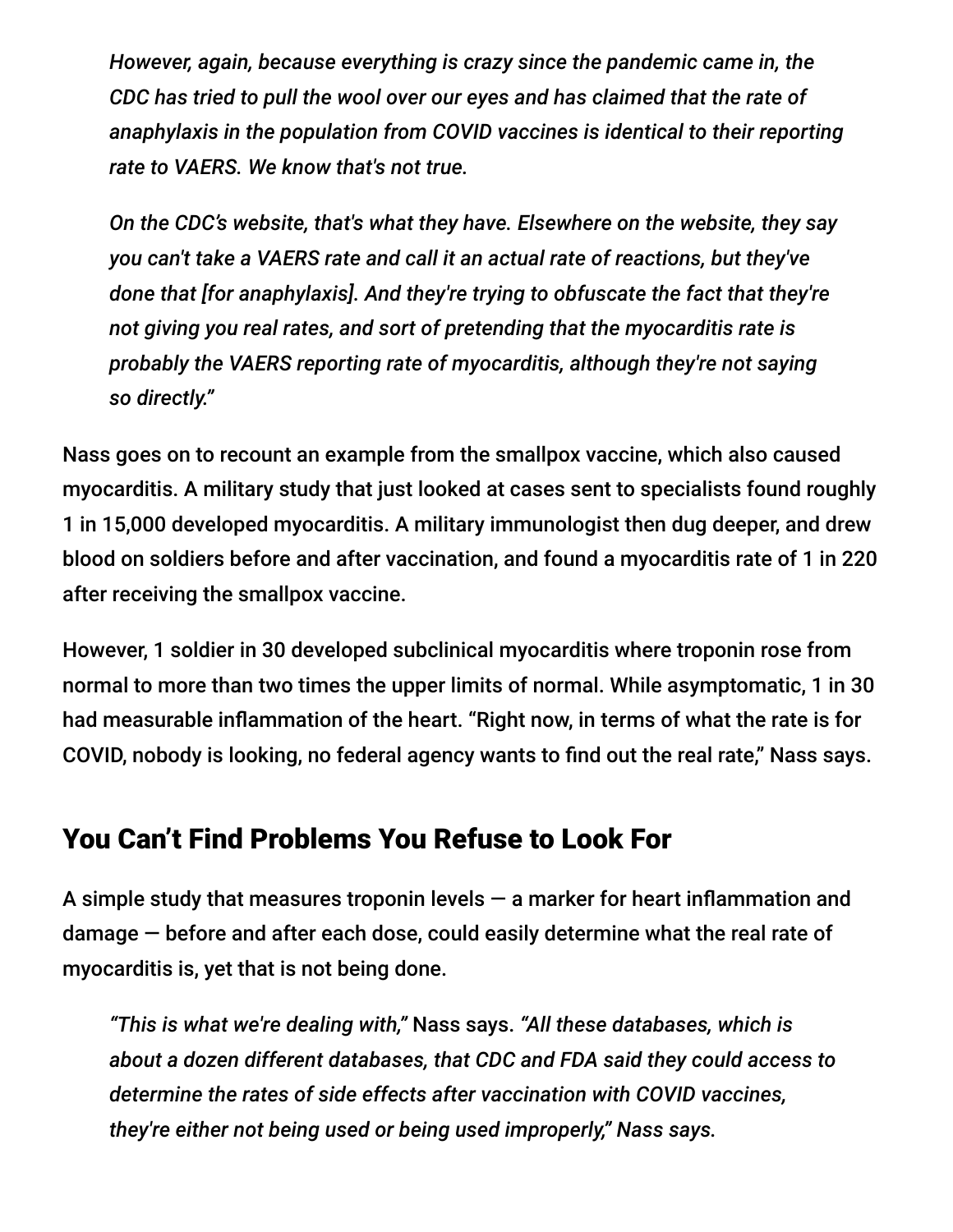*However, again, because everything is crazy since the pandemic came in, the CDC has tried to pull the wool over our eyes and has claimed that the rate of anaphylaxis in the population from COVID vaccines is identical to their reporting rate to VAERS. We know that's not true.*

*On the CDC's website, that's what they have. Elsewhere on the website, they say you can't take a VAERS rate and call it an actual rate of reactions, but they've done that [for anaphylaxis]. And they're trying to obfuscate the fact that they're not giving you real rates, and sort of pretending that the myocarditis rate is probably the VAERS reporting rate of myocarditis, although they're not saying so directly."*

Nass goes on to recount an example from the smallpox vaccine, which also caused myocarditis. A military study that just looked at cases sent to specialists found roughly 1 in 15,000 developed myocarditis. A military immunologist then dug deeper, and drew blood on soldiers before and after vaccination, and found a myocarditis rate of 1 in 220 after receiving the smallpox vaccine.

However, 1 soldier in 30 developed subclinical myocarditis where troponin rose from normal to more than two times the upper limits of normal. While asymptomatic, 1 in 30 had measurable inflammation of the heart. "Right now, in terms of what the rate is for COVID, nobody is looking, no federal agency wants to find out the real rate," Nass says.

## You Can't Find Problems You Refuse to Look For

A simple study that measures troponin levels — a marker for heart inflammation and damage — before and after each dose, could easily determine what the real rate of myocarditis is, yet that is not being done.

*"This is what we're dealing with,"* Nass says. *"All these databases, which is about a dozen different databases, that CDC and FDA said they could access to determine the rates of side effects after vaccination with COVID vaccines, they're either not being used or being used improperly," Nass says.*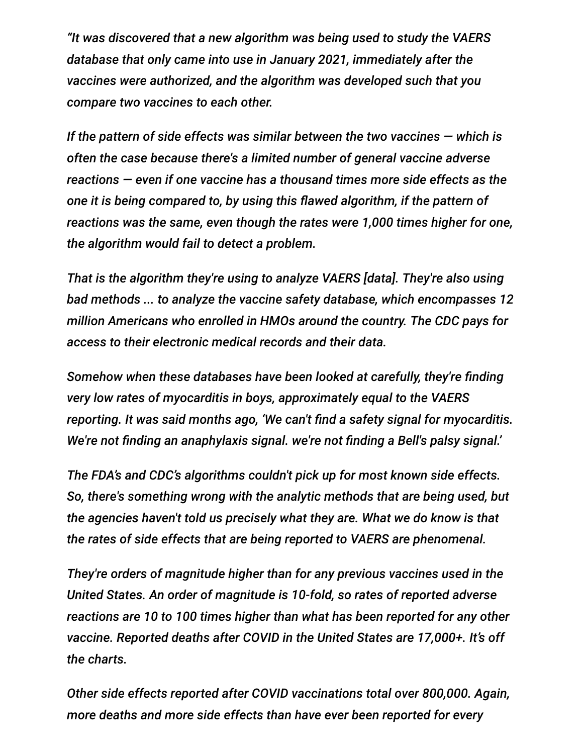*"It was discovered that a new algorithm was being used to study the VAERS database that only came into use in January 2021, immediately after the vaccines were authorized, and the algorithm was developed such that you compare two vaccines to each other.*

*If the pattern of side effects was similar between the two vaccines — which is often the case because there's a limited number of general vaccine adverse reactions — even if one vaccine has a thousand times more side effects as the one it is being compared to, by using this flawed algorithm, if the pattern of reactions was the same, even though the rates were 1,000 times higher for one, the algorithm would fail to detect a problem.*

*That is the algorithm they're using to analyze VAERS [data]. They're also using bad methods ... to analyze the vaccine safety database, which encompasses 12 million Americans who enrolled in HMOs around the country. The CDC pays for access to their electronic medical records and their data.*

*Somehow when these databases have been looked at carefully, they're finding very low rates of myocarditis in boys, approximately equal to the VAERS reporting. It was said months ago, 'We can't find a safety signal for myocarditis. We're not finding an anaphylaxis signal. we're not finding a Bell's palsy signal.'*

*The FDA's and CDC's algorithms couldn't pick up for most known side effects. So, there's something wrong with the analytic methods that are being used, but the agencies haven't told us precisely what they are. What we do know is that the rates of side effects that are being reported to VAERS are phenomenal.*

*They're orders of magnitude higher than for any previous vaccines used in the United States. An order of magnitude is 10-fold, so rates of reported adverse reactions are 10 to 100 times higher than what has been reported for any other vaccine. Reported deaths after COVID in the United States are 17,000+. It's off the charts.*

*Other side effects reported after COVID vaccinations total over 800,000. Again, more deaths and more side effects than have ever been reported for every*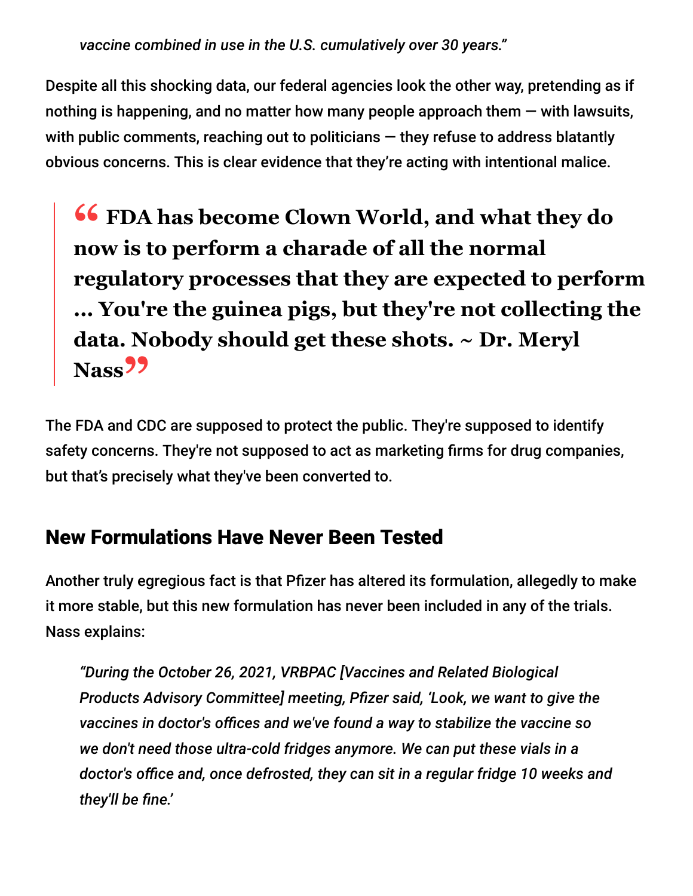> *vaccine combined in use in the U.S. cumulatively over 30 years."*

Despite all this shocking data, our federal agencies look the other way, pretending as if nothing is happening, and no matter how many people approach them — with lawsuits, with public comments, reaching out to politicians — they refuse to address blatantly obvious concerns. This is clear evidence that they're acting with intentional malice.

> **"FDA has become Clown World, and what they do now is to perform a charade of all the normal regulatory processes that they are expected to perform … You're the guinea pigs, but they're not collecting the data. Nobody should get these shots. ~ Dr. Meryl Nass"**

The FDA and CDC are supposed to protect the public. They're supposed to identify safety concerns. They're not supposed to act as marketing firms for drug companies, but that's precisely what they've been converted to.

## New Formulations Have Never Been Tested

Another truly egregious fact is that Pfizer has altered its formulation, allegedly to make it more stable, but this new formulation has never been included in any of the trials. Nass explains:

> *"During the October 26, 2021, VRBPAC [Vaccines and Related Biological Products Advisory Committee] meeting, Pfizer said, 'Look, we want to give the vaccines in doctor's offices and we've found a way to stabilize the vaccine so we don't need those ultra-cold fridges anymore. We can put these vials in a doctor's office and, once defrosted, they can sit in a regular fridge 10 weeks and they'll be fine.'*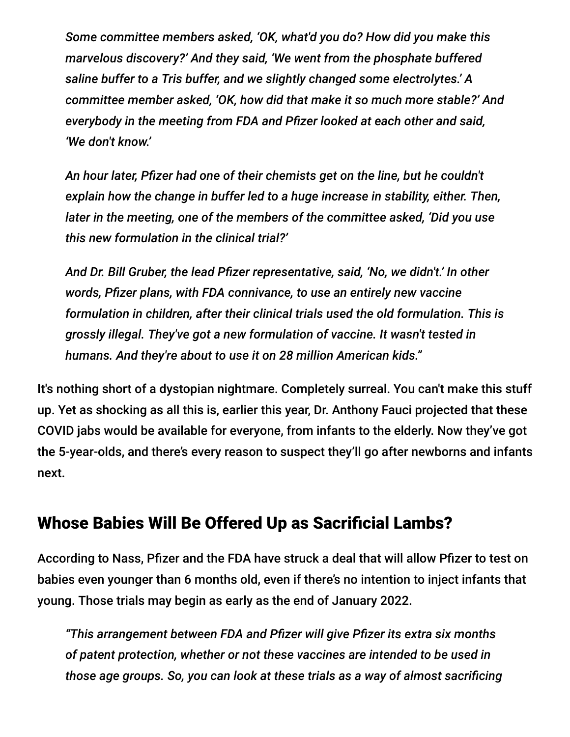> *Some committee members asked, 'OK, what'd you do? How did you make this marvelous discovery?' And they said, 'We went from the phosphate buffered saline buffer to a Tris buffer, and we slightly changed some electrolytes.' A committee member asked, 'OK, how did that make it so much more stable?' And everybody in the meeting from FDA and Pfizer looked at each other and said, 'We don't know.'*
>
> *An hour later, Pfizer had one of their chemists get on the line, but he couldn't explain how the change in buffer led to a huge increase in stability, either. Then, later in the meeting, one of the members of the committee asked, 'Did you use this new formulation in the clinical trial?'*
>
> *And Dr. Bill Gruber, the lead Pfizer representative, said, 'No, we didn't.' In other words, Pfizer plans, with FDA connivance, to use an entirely new vaccine formulation in children, after their clinical trials used the old formulation. This is grossly illegal. They've got a new formulation of vaccine. It wasn't tested in humans. And they're about to use it on 28 million American kids."*

It's nothing short of a dystopian nightmare. Completely surreal. You can't make this stuff up. Yet as shocking as all this is, earlier this year, Dr. Anthony Fauci projected that these COVID jabs would be available for everyone, from infants to the elderly. Now they've got the 5-year-olds, and there's every reason to suspect they'll go after newborns and infants next.

## Whose Babies Will Be Offered Up as Sacrificial Lambs?

According to Nass, Pfizer and the FDA have struck a deal that will allow Pfizer to test on babies even younger than 6 months old, even if there's no intention to inject infants that young. Those trials may begin as early as the end of January 2022.

> *"This arrangement between FDA and Pfizer will give Pfizer its extra six months of patent protection, whether or not these vaccines are intended to be used in those age groups. So, you can look at these trials as a way of almost sacrificing*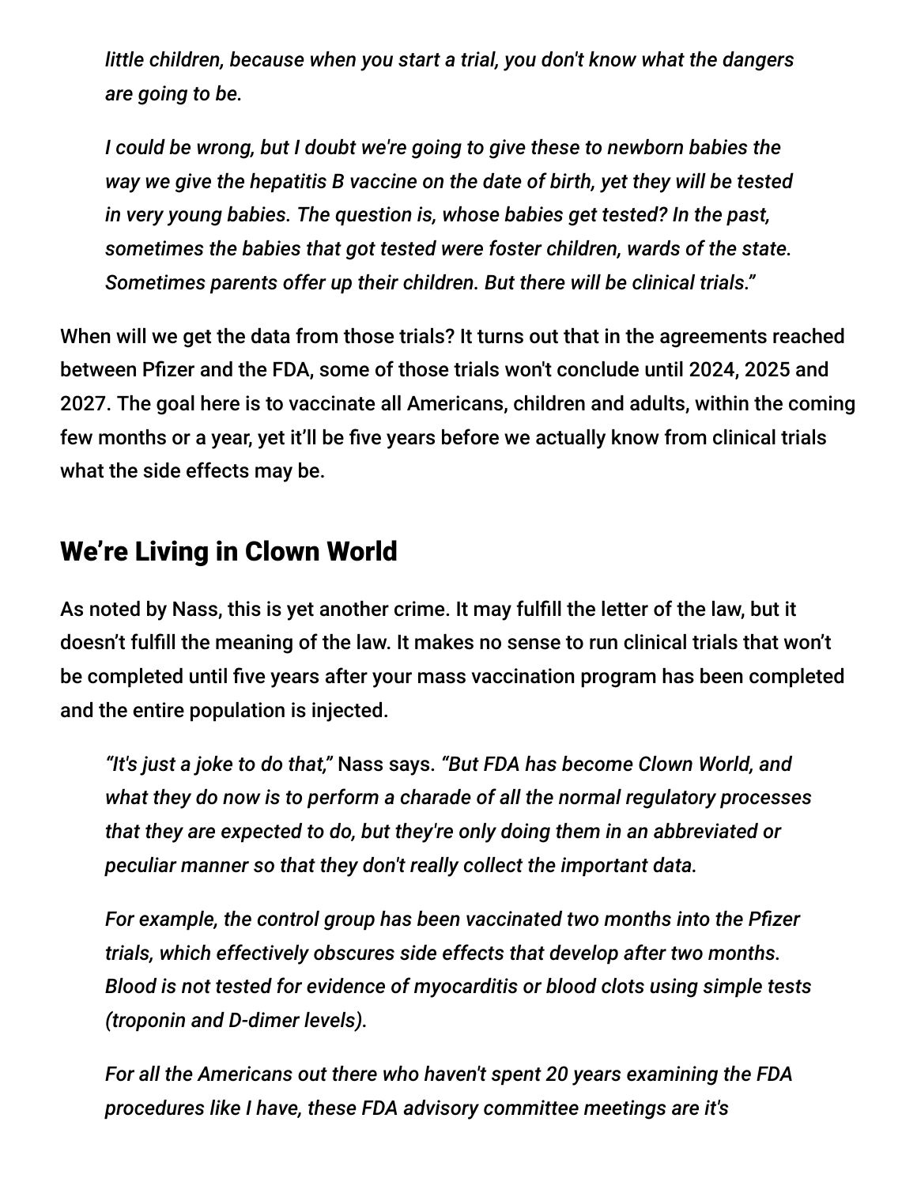> *little children, because when you start a trial, you don't know what the dangers are going to be.*
>
> *I could be wrong, but I doubt we're going to give these to newborn babies the way we give the hepatitis B vaccine on the date of birth, yet they will be tested in very young babies. The question is, whose babies get tested? In the past, sometimes the babies that got tested were foster children, wards of the state. Sometimes parents offer up their children. But there will be clinical trials."*

When will we get the data from those trials? It turns out that in the agreements reached between Pfizer and the FDA, some of those trials won't conclude until 2024, 2025 and 2027. The goal here is to vaccinate all Americans, children and adults, within the coming few months or a year, yet it'll be five years before we actually know from clinical trials what the side effects may be.

## We're Living in Clown World

As noted by Nass, this is yet another crime. It may fulfill the letter of the law, but it doesn't fulfill the meaning of the law. It makes no sense to run clinical trials that won't be completed until five years after your mass vaccination program has been completed and the entire population is injected.

> *"It's just a joke to do that,"* Nass says. *"But FDA has become Clown World, and what they do now is to perform a charade of all the normal regulatory processes that they are expected to do, but they're only doing them in an abbreviated or peculiar manner so that they don't really collect the important data.*
>
> *For example, the control group has been vaccinated two months into the Pfizer trials, which effectively obscures side effects that develop after two months. Blood is not tested for evidence of myocarditis or blood clots using simple tests (troponin and D-dimer levels).*
>
> *For all the Americans out there who haven't spent 20 years examining the FDA procedures like I have, these FDA advisory committee meetings are it's*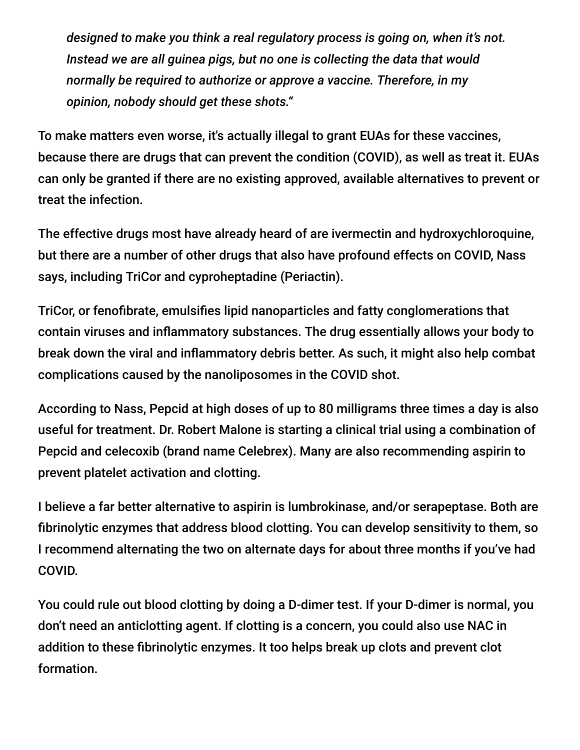> *designed to make you think a real regulatory process is going on, when it's not. Instead we are all guinea pigs, but no one is collecting the data that would normally be required to authorize or approve a vaccine. Therefore, in my opinion, nobody should get these shots."*

To make matters even worse, it's actually illegal to grant EUAs for these vaccines, because there are drugs that can prevent the condition (COVID), as well as treat it. EUAs can only be granted if there are no existing approved, available alternatives to prevent or treat the infection.

The effective drugs most have already heard of are ivermectin and hydroxychloroquine, but there are a number of other drugs that also have profound effects on COVID, Nass says, including TriCor and cyproheptadine (Periactin).

TriCor, or fenofibrate, emulsifies lipid nanoparticles and fatty conglomerations that contain viruses and inflammatory substances. The drug essentially allows your body to break down the viral and inflammatory debris better. As such, it might also help combat complications caused by the nanoliposomes in the COVID shot.

According to Nass, Pepcid at high doses of up to 80 milligrams three times a day is also useful for treatment. Dr. Robert Malone is starting a clinical trial using a combination of Pepcid and celecoxib (brand name Celebrex). Many are also recommending aspirin to prevent platelet activation and clotting.

I believe a far better alternative to aspirin is lumbrokinase, and/or serapeptase. Both are fibrinolytic enzymes that address blood clotting. You can develop sensitivity to them, so I recommend alternating the two on alternate days for about three months if you've had COVID.

You could rule out blood clotting by doing a D-dimer test. If your D-dimer is normal, you don't need an anticlotting agent. If clotting is a concern, you could also use NAC in addition to these fibrinolytic enzymes. It too helps break up clots and prevent clot formation.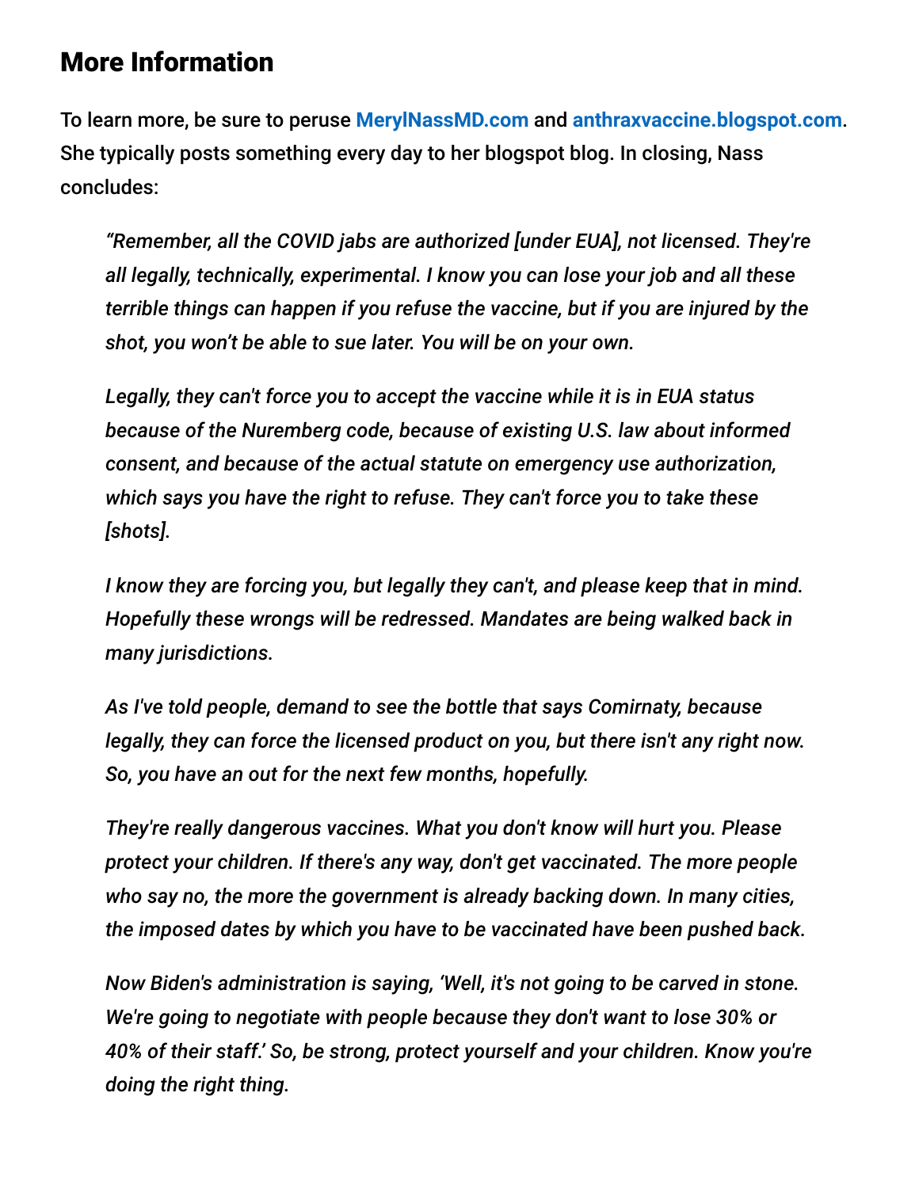## More Information

To learn more, be sure to peruse MerylNassMD.com and anthraxvaccine.blogspot.com. She typically posts something every day to her blogspot blog. In closing, Nass concludes:

> *"Remember, all the COVID jabs are authorized [under EUA], not licensed. They're all legally, technically, experimental. I know you can lose your job and all these terrible things can happen if you refuse the vaccine, but if you are injured by the shot, you won't be able to sue later. You will be on your own.*
>
> *Legally, they can't force you to accept the vaccine while it is in EUA status because of the Nuremberg code, because of existing U.S. law about informed consent, and because of the actual statute on emergency use authorization, which says you have the right to refuse. They can't force you to take these [shots].*
>
> *I know they are forcing you, but legally they can't, and please keep that in mind. Hopefully these wrongs will be redressed. Mandates are being walked back in many jurisdictions.*
>
> *As I've told people, demand to see the bottle that says Comirnaty, because legally, they can force the licensed product on you, but there isn't any right now. So, you have an out for the next few months, hopefully.*
>
> *They're really dangerous vaccines. What you don't know will hurt you. Please protect your children. If there's any way, don't get vaccinated. The more people who say no, the more the government is already backing down. In many cities, the imposed dates by which you have to be vaccinated have been pushed back.*
>
> *Now Biden's administration is saying, 'Well, it's not going to be carved in stone. We're going to negotiate with people because they don't want to lose 30% or 40% of their staff.' So, be strong, protect yourself and your children. Know you're doing the right thing.*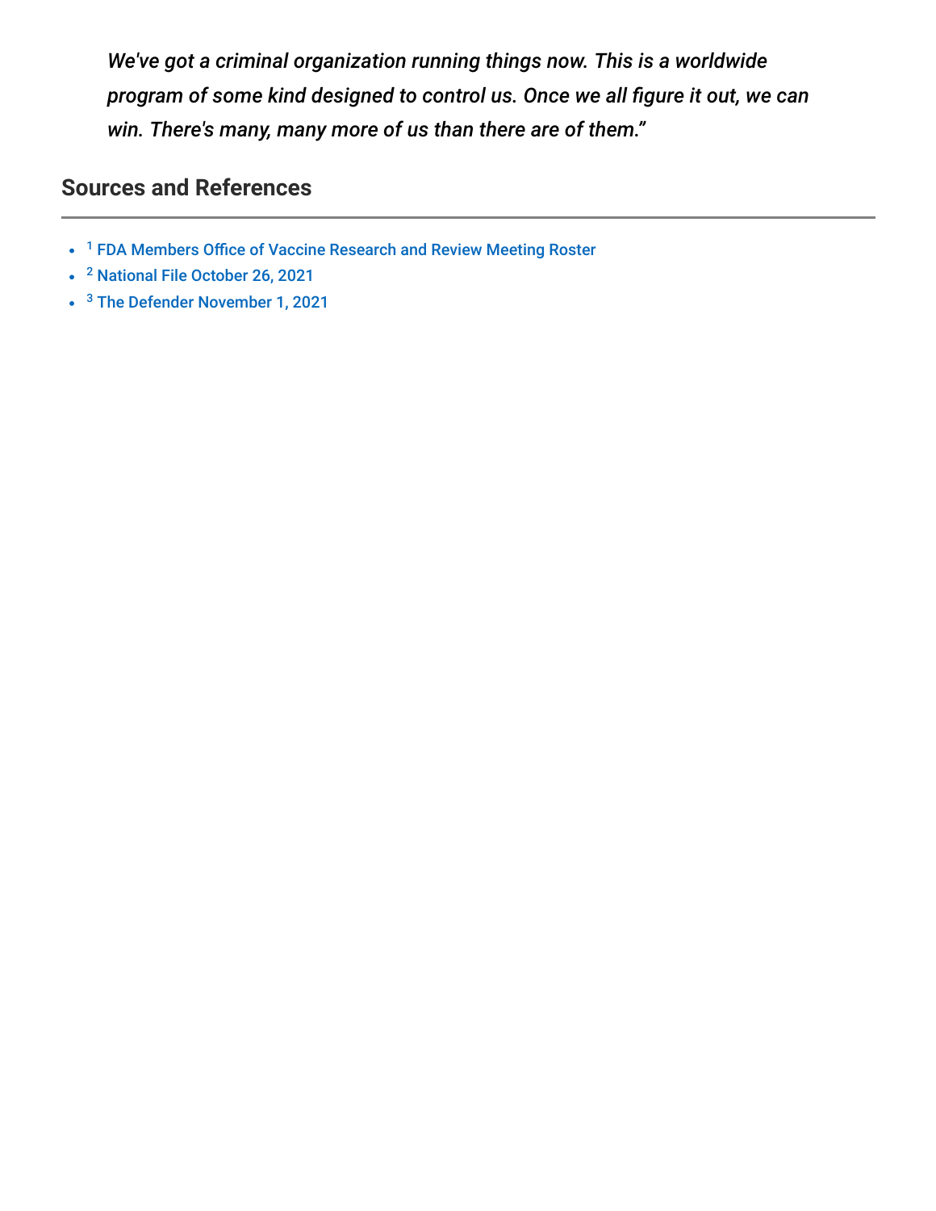*We've got a criminal organization running things now. This is a worldwide program of some kind designed to control us. Once we all figure it out, we can win. There's many, many more of us than there are of them."*

## Sources and References

- [1] FDA Members Office of Vaccine Research and Review Meeting Roster
- [2] National File October 26, 2021
- [3] The Defender November 1, 2021